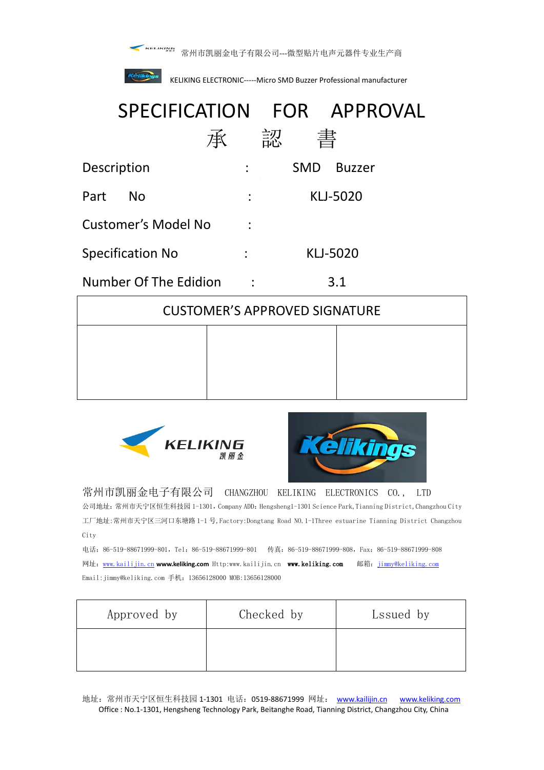常州市凯丽金电子有限公司---微型贴片电声元器件专业生产商

KELIKING ELECTRONIC-----Micro SMD Buzzer Professional manufacturer

# SPECIFICATION FOR APPROVAL

# 承 認 書

Description : SMD Buzzer

Part No : KLJ-5020

Customer's Model No :

Specification No : KLJ-5020

Number Of The Edidion : 3.1

| CUSTOMER'S APPROVED SIGNATURE | | |
|---|---|---|
| | | |

KELIKING 凯丽金

Kelikings

常州市凯丽金电子有限公司 CHANGZHOU KELIKING ELECTRONICS CO., LTD

公司地址：常州市天宁区恒生科技园 1-1301，Company ADD：Hengsheng1-1301 Science Park,Tianning District,Changzhou City

工厂地址:常州市天宁区三河口东塘路 1-1 号,Factory:Dongtang Road NO.1-1Three estuarine Tianning District Changzhou City

电话：86-519-88671999-801，Tel：86-519-88671999-801 传真：86-519-88671999-808，Fax：86-519-88671999-808

网址：www.kailijin.cn **www.keliking.com** Http:www.kailijin.cn **www.keliking.com** 邮箱：jimmy@keliking.com

Email:jimmy@keliking.com 手机：13656128000 MOB:13656128000

| Approved by | Checked by | Lssued by |
|---|---|---|
| | | |

地址：常州市天宁区恒生科技园 1-1301 电话：0519-88671999 网址：www.kailijin.cn www.keliking.com
Office : No.1-1301, Hengsheng Technology Park, Beitanghe Road, Tianning District, Changzhou City, China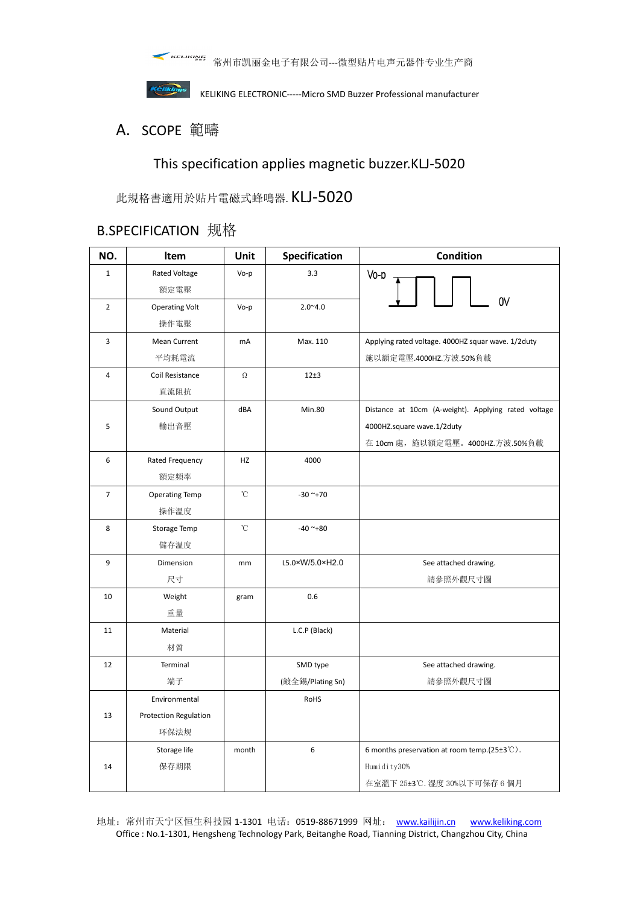## A. SCOPE 範疇

This specification applies magnetic buzzer.KLJ-5020

此規格書適用於貼片電磁式蜂鳴器. KLJ-5020

## B.SPECIFICATION 规格

| NO. | Item | Unit | Specification | Condition |
|---|---|---|---|---|
| 1 | Rated Voltage 額定電壓 | Vo-p | 3.3 | Vo-p 0V |
| 2 | Operating Volt 操作電壓 | Vo-p | 2.0~4.0 | |
| 3 | Mean Current 平均耗電流 | mA | Max. 110 | Applying rated voltage. 4000HZ squar wave. 1/2duty 施以額定電壓.4000HZ.方波.50%負載 |
| 4 | Coil Resistance 直流阻抗 | Ω | 12±3 | |
| 5 | Sound Output 輸出音壓 | dBA | Min.80 | Distance at 10cm (A-weight). Applying rated voltage 4000HZ.square wave.1/2duty 在 10cm 處，施以額定電壓。4000HZ.方波.50%負載 |
| 6 | Rated Frequency 額定頻率 | HZ | 4000 | |
| 7 | Operating Temp 操作溫度 | ℃ | -30 ~+70 | |
| 8 | Storage Temp 儲存溫度 | ℃ | -40 ~+80 | |
| 9 | Dimension 尺寸 | mm | L5.0×W/5.0×H2.0 | See attached drawing. 請參照外觀尺寸圖 |
| 10 | Weight 重量 | gram | 0.6 | |
| 11 | Material 材質 | | L.C.P (Black) | |
| 12 | Terminal 端子 | | SMD type (鍍全錫/Plating Sn) | See attached drawing. 請參照外觀尺寸圖 |
| 13 | Environmental Protection Regulation 环保法规 | | RoHS | |
| 14 | Storage life 保存期限 | month | 6 | 6 months preservation at room temp.(25±3℃). Humidity30% 在室溫下 25±3℃. 濕度 30%以下可保存 6 個月 |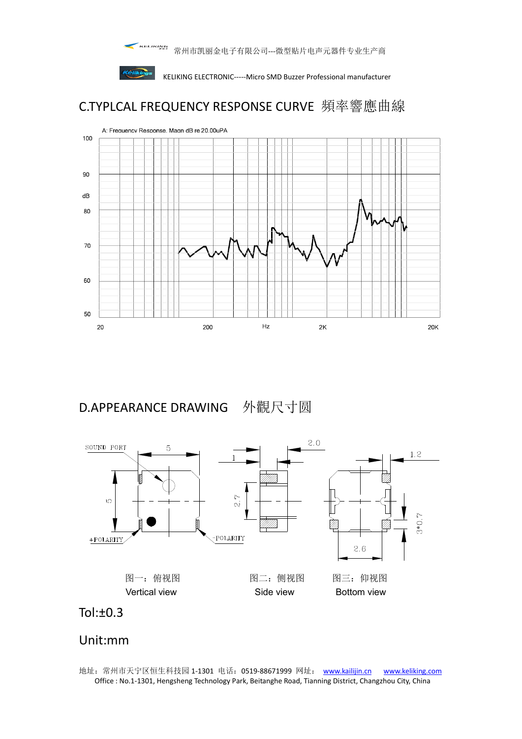## C.TYPLCAL FREQUENCY RESPONSE CURVE 頻率響應曲線

A: Frequency Response. Magn dB re 20.00uPA

## D.APPEARANCE DRAWING 外觀尺寸圆

图一：俯视图
Vertical view

图二：侧视图
Side view

图三：仰视图
Bottom view

Tol:±0.3

Unit:mm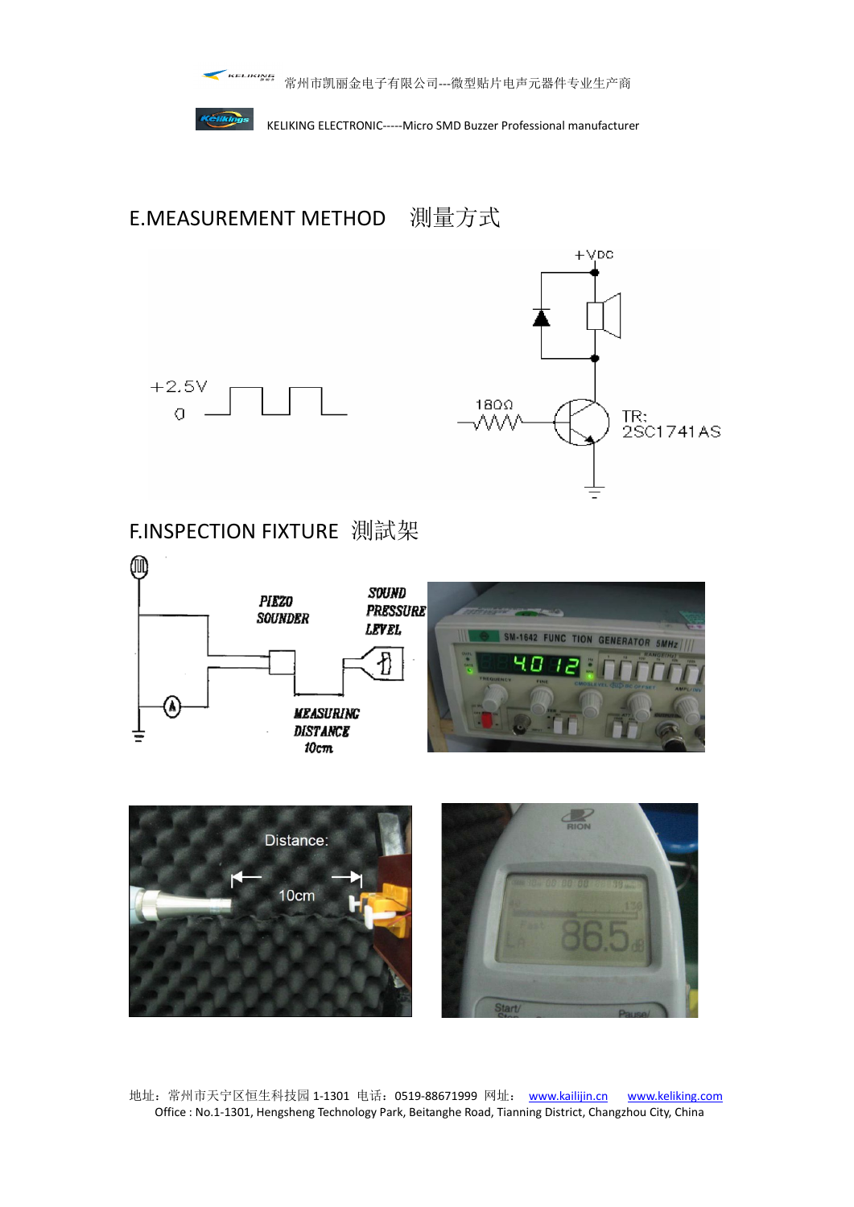## E.MEASUREMENT METHOD　測量方式

+VDC

+2.5V

0

180Ω

TR:
2SC1741AS

## F.INSPECTION FIXTURE 測試架

PIEZO SOUNDER

SOUND PRESSURE LEVEL

MEASURING DISTANCE 10cm

Distance:

10cm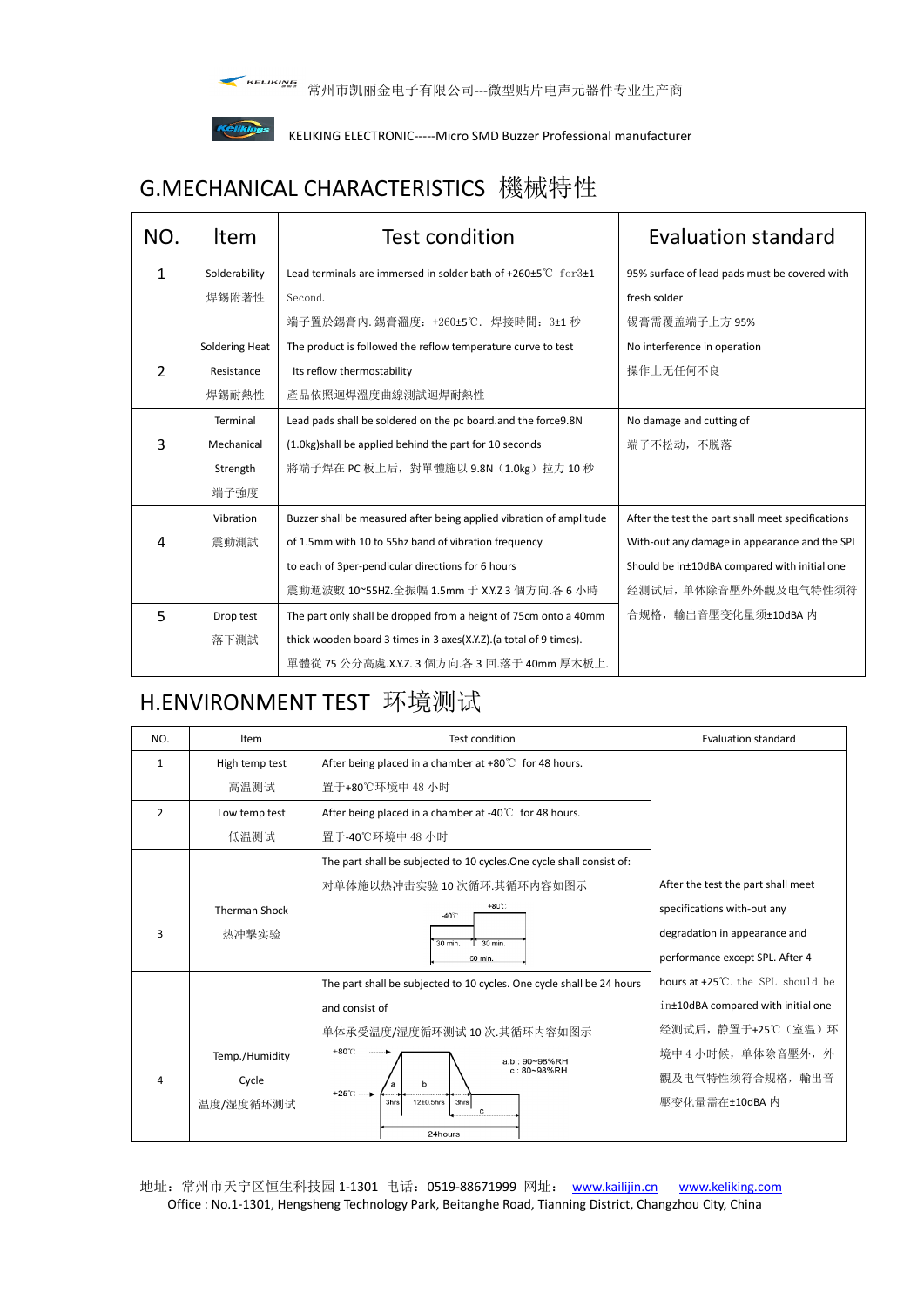## G.MECHANICAL CHARACTERISTICS 機械特性

| NO. | Item | Test condition | Evaluation standard |
|---|---|---|---|
| 1 | Solderability<br>焊錫附著性 | Lead terminals are immersed in solder bath of +260±5℃ for3±1 Second.<br>端子置於錫膏內. 錫膏溫度：+260±5℃. 焊接時間：3±1 秒 | 95% surface of lead pads must be covered with fresh solder<br>锡膏需覆盖端子上方 95% |
| 2 | Soldering Heat Resistance<br>焊錫耐熱性 | The product is followed the reflow temperature curve to test Its reflow thermostability<br>產品依照迴焊溫度曲線測試迴焊耐熱性 | No interference in operation<br>操作上无任何不良 |
| 3 | Terminal Mechanical Strength<br>端子強度 | Lead pads shall be soldered on the pc board.and the force9.8N (1.0kg)shall be applied behind the part for 10 seconds<br>將端子焊在 PC 板上后，對單體施以 9.8N（1.0kg）拉力 10 秒 | No damage and cutting of<br>端子不松动，不脫落 |
| 4 | Vibration<br>震動測試 | Buzzer shall be measured after being applied vibration of amplitude of 1.5mm with 10 to 55hz band of vibration frequency to each of 3per-pendicular directions for 6 hours<br>震動週波數 10~55HZ.全振幅 1.5mm 于 X.Y.Z 3 個方向.各 6 小時 | After the test the part shall meet specifications With-out any damage in appearance and the SPL Should be in±10dBA compared with initial one<br>经测试后，单体除音壓外外觀及电气特性须符合规格，輸出音壓变化量须±10dBA 内 |
| 5 | Drop test<br>落下測試 | The part only shall be dropped from a height of 75cm onto a 40mm thick wooden board 3 times in 3 axes(X.Y.Z).(a total of 9 times).<br>單體從 75 公分高處.X.Y.Z. 3 個方向.各 3 回.落于 40mm 厚木板上. | |

## H.ENVIRONMENT TEST 环境测试

| NO. | Item | Test condition | Evaluation standard |
|---|---|---|---|
| 1 | High temp test<br>高温测试 | After being placed in a chamber at +80℃ for 48 hours.<br>置于+80℃环境中 48 小时 | After the test the part shall meet specifications with-out any degradation in appearance and performance except SPL. After 4 hours at +25℃. the SPL should be in±10dBA compared with initial one<br>经测试后，静置于+25℃（室温）环境中 4 小时候，单体除音壓外，外觀及电气特性须符合规格，輸出音壓变化量需在±10dBA 内 |
| 2 | Low temp test<br>低温测试 | After being placed in a chamber at -40℃ for 48 hours.<br>置于-40℃环境中 48 小时 | |
| 3 | Therman Shock<br>热冲擊实验 | The part shall be subjected to 10 cycles.One cycle shall consist of:<br>对单体施以热冲击实验 10 次循环.其循环内容如图示<br>(-40℃ 30 min. / +80℃ 30 min. / 60 min.) | |
| 4 | Temp./Humidity Cycle<br>温度/湿度循环测试 | The part shall be subjected to 10 cycles. One cycle shall be 24 hours and consist of<br>单体承受温度/湿度循环测试 10 次.其循环内容如图示<br>(+80℃ / +25℃; a: 3hrs, b: 12±0.5hrs, 3hrs, c; a.b : 90~98%RH, c : 80~98%RH; 24hours) | |

地址：常州市天宁区恒生科技园 1-1301 电话：0519-88671999 网址： www.kailijin.cn www.keliking.com
Office : No.1-1301, Hengsheng Technology Park, Beitanghe Road, Tianning District, Changzhou City, China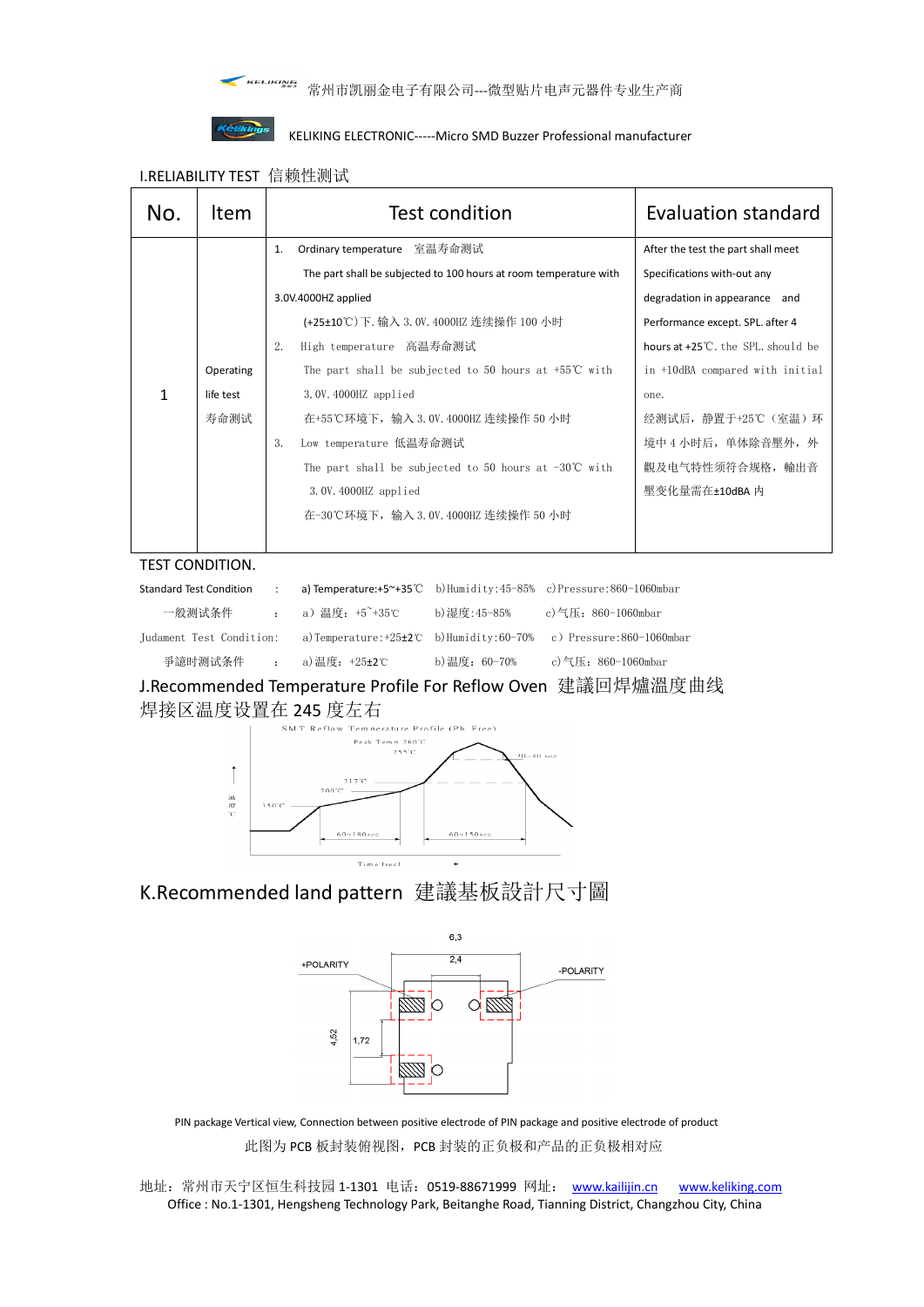常州市凯丽金电子有限公司---微型贴片电声元器件专业生产商

KELIKING ELECTRONIC-----Micro SMD Buzzer Professional manufacturer

## I.RELIABILITY TEST 信赖性测试

| No. | Item | Test condition | Evaluation standard |
|---|---|---|---|
| 1 | Operating life test 寿命测试 | 1. Ordinary temperature 室温寿命测试<br>The part shall be subjected to 100 hours at room temperature with 3.0V.4000HZ applied<br>(+25±10℃)下.输入 3.0V.4000HZ 连续操作 100 小时<br>2. High temperature 高温寿命测试<br>The part shall be subjected to 50 hours at +55℃ with 3.0V.4000HZ applied<br>在+55℃环境下，输入 3.0V.4000HZ 连续操作 50 小时<br>3. Low temperature 低温寿命测试<br>The part shall be subjected to 50 hours at -30℃ with 3.0V.4000HZ applied<br>在-30℃环境下，输入 3.0V.4000HZ 连续操作 50 小时 | After the test the part shall meet Specifications with-out any degradation in appearance and Performance except. SPL. after 4 hours at +25℃. the SPL. should be in +10dBA compared with initial one.<br>经测试后，静置于+25℃（室温）环境中 4 小时后，单体除音壓外，外觀及电气特性须符合规格，輸出音壓变化量需在±10dBA 内 |

TEST CONDITION.

Standard Test Condition : a) Temperature:+5~+35℃ b)Humidity:45-85% c)Pressure:860-1060mbar

一般测试条件 : a) 温度：+5~+35℃ b)湿度:45-85% c)气压：860-1060mbar

Judament Test Condition: a)Temperature:+25±2℃ b)Humidity:60-70% c) Pressure:860-1060mbar

爭謚时测试条件 : a)温度：+25±2℃ b)温度：60-70% c)气压：860-1060mbar

## J.Recommended Temperature Profile For Reflow Oven 建議回焊爐溫度曲线

焊接区温度设置在 245 度左右

SMT Reflow Temperature Profile (Pb Free)

Peak Temp 260℃ / 255℃ / 20~40 sec / 217℃ / 200℃ / 150℃ / 60~180sec / 60~150sec / Time (sec) / 温度 ℃

## K.Recommended land pattern 建議基板設計尺寸圖

6,3 / 2,4 / +POLARITY / -POLARITY / 4,52 / 1,72

PIN package Vertical view, Connection between positive electrode of PIN package and positive electrode of product

此图为 PCB 板封装俯视图，PCB 封装的正负极和产品的正负极相对应

地址：常州市天宁区恒生科技园 1-1301 电话：0519-88671999 网址： www.kailijin.cn www.keliking.com

Office : No.1-1301, Hengsheng Technology Park, Beitanghe Road, Tianning District, Changzhou City, China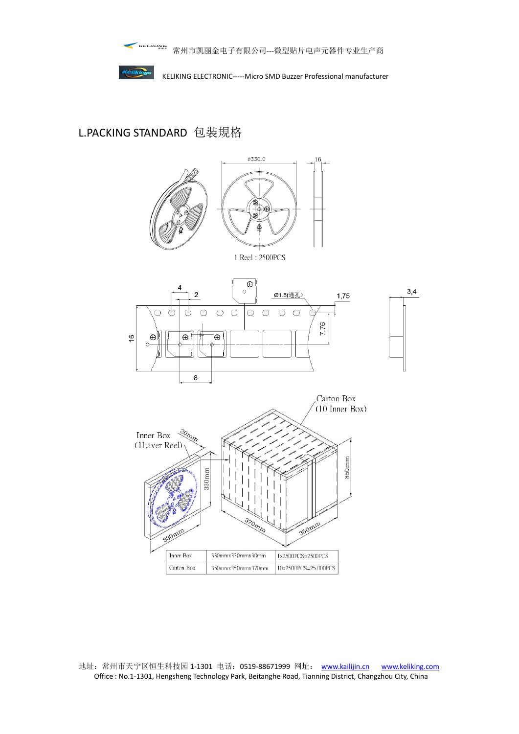## L.PACKING STANDARD 包装规格

ø330.0

16

1 Reel : 2500PCS

4

2

Ø1.5(通孔)

1,75

3,4

16

7,76

8

Carton Box
(10 Inner Box)

Inner Box
(1Layer Reel)

30mm

330mm

330mm

370mm

350mm

350mm

| | | |
|---|---|---|
| Inner Box | 330mmx330mmx30mm | 1x2500PCS=2500PCS |
| Carton Box | 350mmx350mmx370mm | 10x2500PCS=25,000PCS |